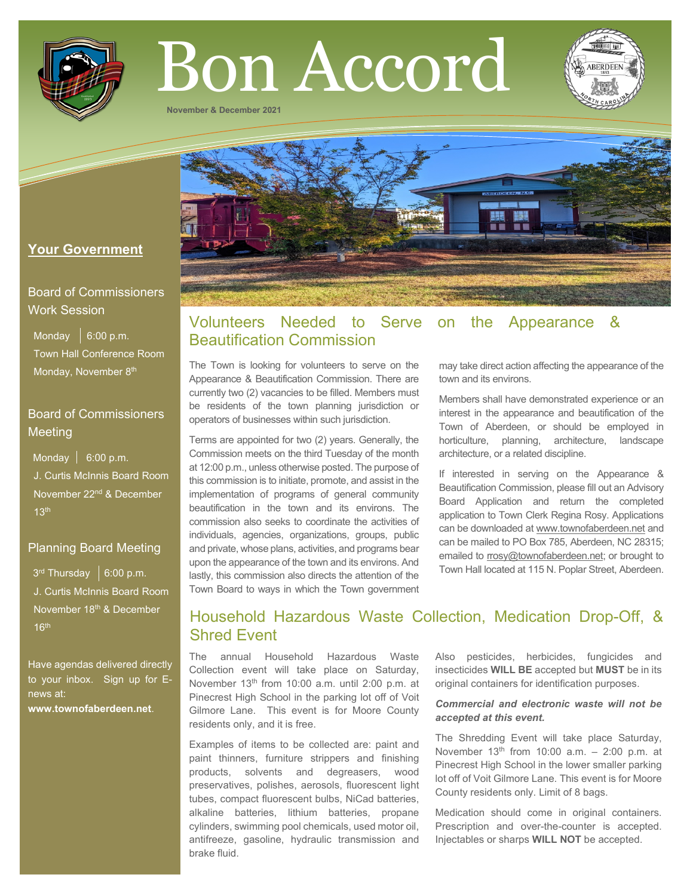# Bon Accord

November & December 2021

## Your Government

### Board of Commissioners Work Session

Monday | 6:00 p.m.
Town Hall Conference Room
Monday, November 8th

### Board of Commissioners Meeting

Monday | 6:00 p.m.
J. Curtis McInnis Board Room
November 22nd & December 13th

### Planning Board Meeting

3rd Thursday | 6:00 p.m.
J. Curtis McInnis Board Room
November 18th & December 16th

Have agendas delivered directly to your inbox. Sign up for E-news at: **www.townofaberdeen.net**.

## Volunteers Needed to Serve on the Appearance & Beautification Commission

The Town is looking for volunteers to serve on the Appearance & Beautification Commission. There are currently two (2) vacancies to be filled. Members must be residents of the town planning jurisdiction or operators of businesses within such jurisdiction.

Terms are appointed for two (2) years. Generally, the Commission meets on the third Tuesday of the month at 12:00 p.m., unless otherwise posted. The purpose of this commission is to initiate, promote, and assist in the implementation of programs of general community beautification in the town and its environs. The commission also seeks to coordinate the activities of individuals, agencies, organizations, groups, public and private, whose plans, activities, and programs bear upon the appearance of the town and its environs. And lastly, this commission also directs the attention of the Town Board to ways in which the Town government may take direct action affecting the appearance of the town and its environs.

Members shall have demonstrated experience or an interest in the appearance and beautification of the Town of Aberdeen, or should be employed in horticulture, planning, architecture, landscape architecture, or a related discipline.

If interested in serving on the Appearance & Beautification Commission, please fill out an Advisory Board Application and return the completed application to Town Clerk Regina Rosy. Applications can be downloaded at www.townofaberdeen.net and can be mailed to PO Box 785, Aberdeen, NC 28315; emailed to rrosy@townofaberdeen.net; or brought to Town Hall located at 115 N. Poplar Street, Aberdeen.

## Household Hazardous Waste Collection, Medication Drop-Off, & Shred Event

The annual Household Hazardous Waste Collection event will take place on Saturday, November 13th from 10:00 a.m. until 2:00 p.m. at Pinecrest High School in the parking lot off of Voit Gilmore Lane. This event is for Moore County residents only, and it is free.

Examples of items to be collected are: paint and paint thinners, furniture strippers and finishing products, solvents and degreasers, wood preservatives, polishes, aerosols, fluorescent light tubes, compact fluorescent bulbs, NiCad batteries, alkaline batteries, lithium batteries, propane cylinders, swimming pool chemicals, used motor oil, antifreeze, gasoline, hydraulic transmission and brake fluid.

Also pesticides, herbicides, fungicides and insecticides **WILL BE** accepted but **MUST** be in its original containers for identification purposes.

***Commercial and electronic waste will not be accepted at this event.***

The Shredding Event will take place Saturday, November 13th from 10:00 a.m. – 2:00 p.m. at Pinecrest High School in the lower smaller parking lot off of Voit Gilmore Lane. This event is for Moore County residents only. Limit of 8 bags.

Medication should come in original containers. Prescription and over-the-counter is accepted. Injectables or sharps **WILL NOT** be accepted.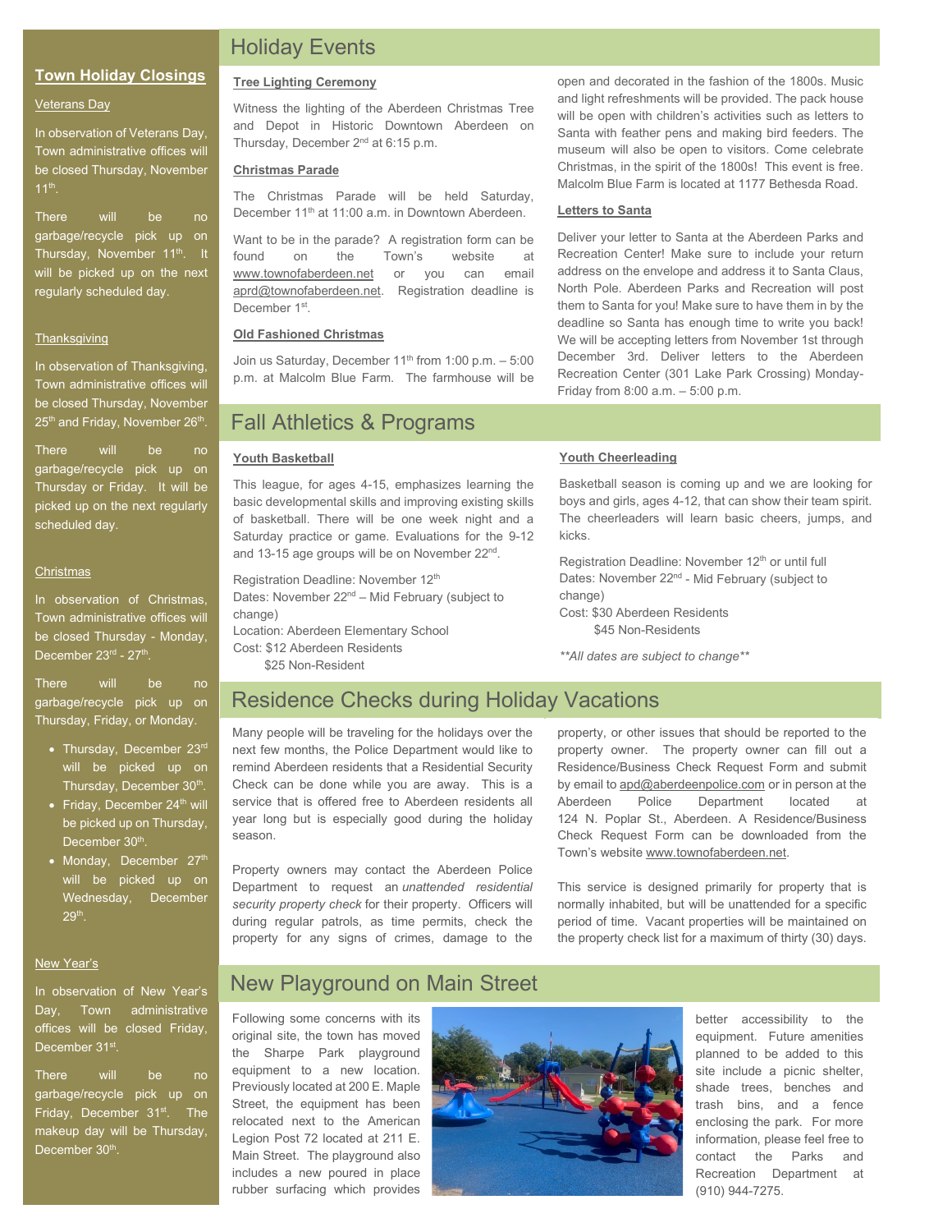## Town Holiday Closings

### Veterans Day

In observation of Veterans Day, Town administrative offices will be closed Thursday, November 11th.

There will be no garbage/recycle pick up on Thursday, November 11th. It will be picked up on the next regularly scheduled day.

### Thanksgiving

In observation of Thanksgiving, Town administrative offices will be closed Thursday, November 25th and Friday, November 26th.

There will be no garbage/recycle pick up on Thursday or Friday. It will be picked up on the next regularly scheduled day.

### Christmas

In observation of Christmas, Town administrative offices will be closed Thursday - Monday, December 23rd - 27th.

There will be no garbage/recycle pick up on Thursday, Friday, or Monday.

- Thursday, December 23rd will be picked up on Thursday, December 30th.
- Friday, December 24th will be picked up on Thursday, December 30th.
- Monday, December 27th will be picked up on Wednesday, December 29th.

### New Year's

In observation of New Year's Day, Town administrative offices will be closed Friday, December 31st.

There will be no garbage/recycle pick up on Friday, December 31st. The makeup day will be Thursday, December 30th.

# Holiday Events

### Tree Lighting Ceremony

Witness the lighting of the Aberdeen Christmas Tree and Depot in Historic Downtown Aberdeen on Thursday, December 2nd at 6:15 p.m.

### Christmas Parade

The Christmas Parade will be held Saturday, December 11th at 11:00 a.m. in Downtown Aberdeen.

Want to be in the parade? A registration form can be found on the Town's website at www.townofaberdeen.net or you can email aprd@townofaberdeen.net. Registration deadline is December 1st.

### Old Fashioned Christmas

Join us Saturday, December 11th from 1:00 p.m. – 5:00 p.m. at Malcolm Blue Farm. The farmhouse will be open and decorated in the fashion of the 1800s. Music and light refreshments will be provided. The pack house will be open with children's activities such as letters to Santa with feather pens and making bird feeders. The museum will also be open to visitors. Come celebrate Christmas, in the spirit of the 1800s! This event is free. Malcolm Blue Farm is located at 1177 Bethesda Road.

### Letters to Santa

Deliver your letter to Santa at the Aberdeen Parks and Recreation Center! Make sure to include your return address on the envelope and address it to Santa Claus, North Pole. Aberdeen Parks and Recreation will post them to Santa for you! Make sure to have them in by the deadline so Santa has enough time to write you back! We will be accepting letters from November 1st through December 3rd. Deliver letters to the Aberdeen Recreation Center (301 Lake Park Crossing) Monday-Friday from 8:00 a.m. – 5:00 p.m.

# Fall Athletics & Programs

### Youth Basketball

This league, for ages 4-15, emphasizes learning the basic developmental skills and improving existing skills of basketball. There will be one week night and a Saturday practice or game. Evaluations for the 9-12 and 13-15 age groups will be on November 22nd.

Registration Deadline: November 12th
Dates: November 22nd – Mid February (subject to change)
Location: Aberdeen Elementary School
Cost: $12 Aberdeen Residents
$25 Non-Resident

### Youth Cheerleading

Basketball season is coming up and we are looking for boys and girls, ages 4-12, that can show their team spirit. The cheerleaders will learn basic cheers, jumps, and kicks.

Registration Deadline: November 12th or until full
Dates: November 22nd - Mid February (subject to change)
Cost: $30 Aberdeen Residents
$45 Non-Residents

*\*\*All dates are subject to change\*\**

# Residence Checks during Holiday Vacations

Many people will be traveling for the holidays over the next few months, the Police Department would like to remind Aberdeen residents that a Residential Security Check can be done while you are away. This is a service that is offered free to Aberdeen residents all year long but is especially good during the holiday season.

Property owners may contact the Aberdeen Police Department to request an *unattended residential security property check* for their property. Officers will during regular patrols, as time permits, check the property for any signs of crimes, damage to the property, or other issues that should be reported to the property owner. The property owner can fill out a Residence/Business Check Request Form and submit by email to apd@aberdeenpolice.com or in person at the Aberdeen Police Department located at 124 N. Poplar St., Aberdeen. A Residence/Business Check Request Form can be downloaded from the Town's website www.townofaberdeen.net.

This service is designed primarily for property that is normally inhabited, but will be unattended for a specific period of time. Vacant properties will be maintained on the property check list for a maximum of thirty (30) days.

# New Playground on Main Street

Following some concerns with its original site, the town has moved the Sharpe Park playground equipment to a new location. Previously located at 200 E. Maple Street, the equipment has been relocated next to the American Legion Post 72 located at 211 E. Main Street. The playground also includes a new poured in place rubber surfacing which provides better accessibility to the equipment. Future amenities planned to be added to this site include a picnic shelter, shade trees, benches and trash bins, and a fence enclosing the park. For more information, please feel free to contact the Parks and Recreation Department at (910) 944-7275.